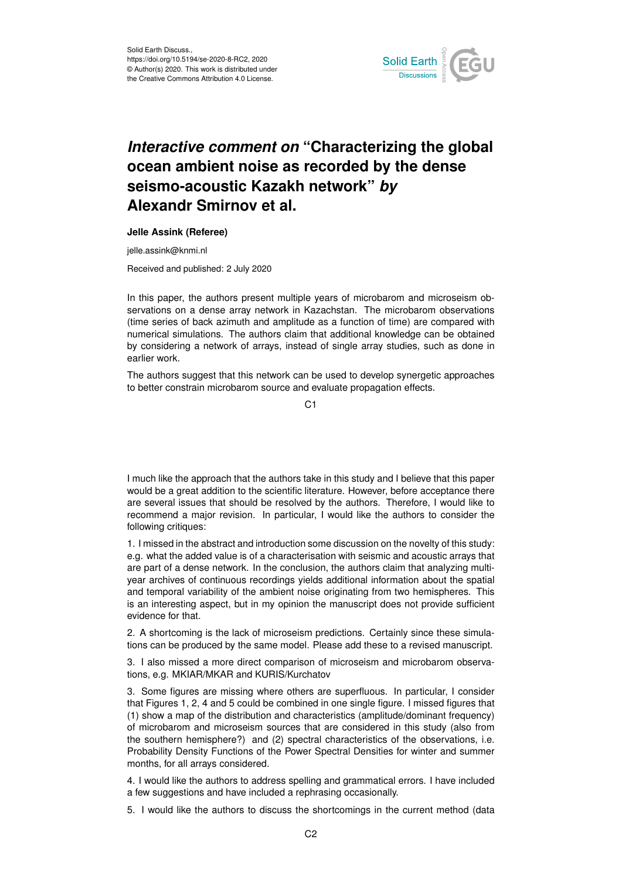Solid Earth Discuss.,
https://doi.org/10.5194/se-2020-8-RC2, 2020
© Author(s) 2020. This work is distributed under
the Creative Commons Attribution 4.0 License.

# *Interactive comment on* "Characterizing the global ocean ambient noise as recorded by the dense seismo-acoustic Kazakh network" *by* Alexandr Smirnov et al.

**Jelle Assink (Referee)**

jelle.assink@knmi.nl

Received and published: 2 July 2020

In this paper, the authors present multiple years of microbarom and microseism observations on a dense array network in Kazachstan. The microbarom observations (time series of back azimuth and amplitude as a function of time) are compared with numerical simulations. The authors claim that additional knowledge can be obtained by considering a network of arrays, instead of single array studies, such as done in earlier work.

The authors suggest that this network can be used to develop synergetic approaches to better constrain microbarom source and evaluate propagation effects.

I much like the approach that the authors take in this study and I believe that this paper would be a great addition to the scientific literature. However, before acceptance there are several issues that should be resolved by the authors. Therefore, I would like to recommend a major revision. In particular, I would like the authors to consider the following critiques:

1. I missed in the abstract and introduction some discussion on the novelty of this study: e.g. what the added value is of a characterisation with seismic and acoustic arrays that are part of a dense network. In the conclusion, the authors claim that analyzing multi-year archives of continuous recordings yields additional information about the spatial and temporal variability of the ambient noise originating from two hemispheres. This is an interesting aspect, but in my opinion the manuscript does not provide sufficient evidence for that.

2. A shortcoming is the lack of microseism predictions. Certainly since these simulations can be produced by the same model. Please add these to a revised manuscript.

3. I also missed a more direct comparison of microseism and microbarom observations, e.g. MKIAR/MKAR and KURIS/Kurchatov

3. Some figures are missing where others are superfluous. In particular, I consider that Figures 1, 2, 4 and 5 could be combined in one single figure. I missed figures that (1) show a map of the distribution and characteristics (amplitude/dominant frequency) of microbarom and microseism sources that are considered in this study (also from the southern hemisphere?) and (2) spectral characteristics of the observations, i.e. Probability Density Functions of the Power Spectral Densities for winter and summer months, for all arrays considered.

4. I would like the authors to address spelling and grammatical errors. I have included a few suggestions and have included a rephrasing occasionally.

5. I would like the authors to discuss the shortcomings in the current method (data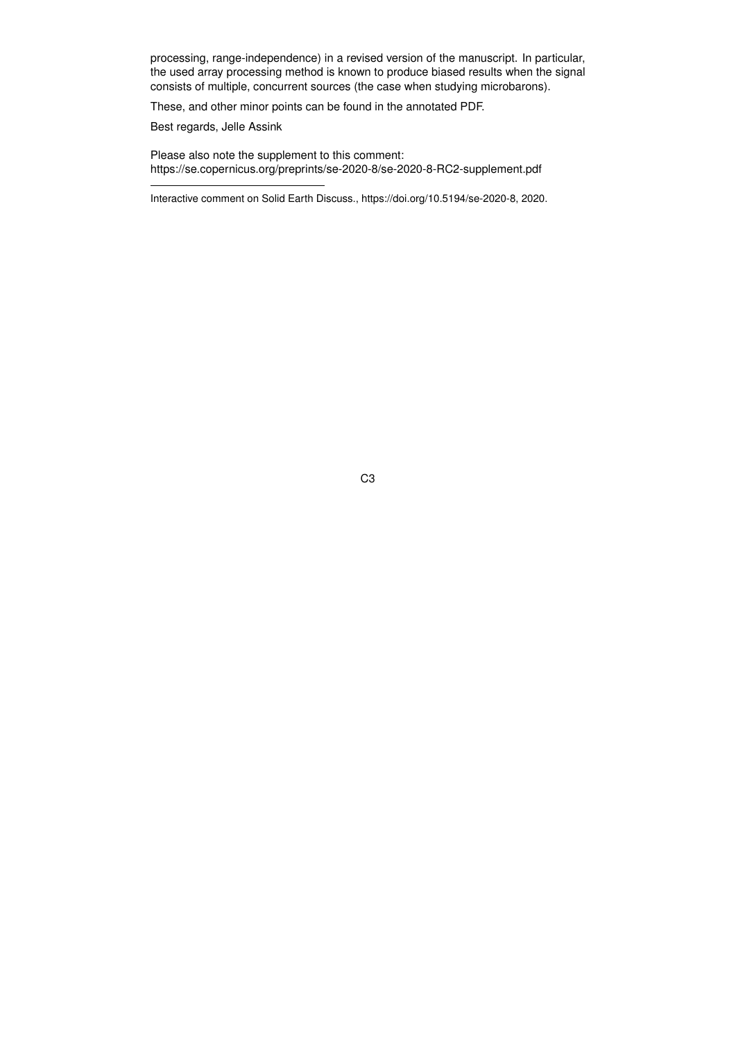processing, range-independence) in a revised version of the manuscript. In particular, the used array processing method is known to produce biased results when the signal consists of multiple, concurrent sources (the case when studying microbarons).

These, and other minor points can be found in the annotated PDF.

Best regards, Jelle Assink

Please also note the supplement to this comment:
https://se.copernicus.org/preprints/se-2020-8/se-2020-8-RC2-supplement.pdf

---

Interactive comment on Solid Earth Discuss., https://doi.org/10.5194/se-2020-8, 2020.